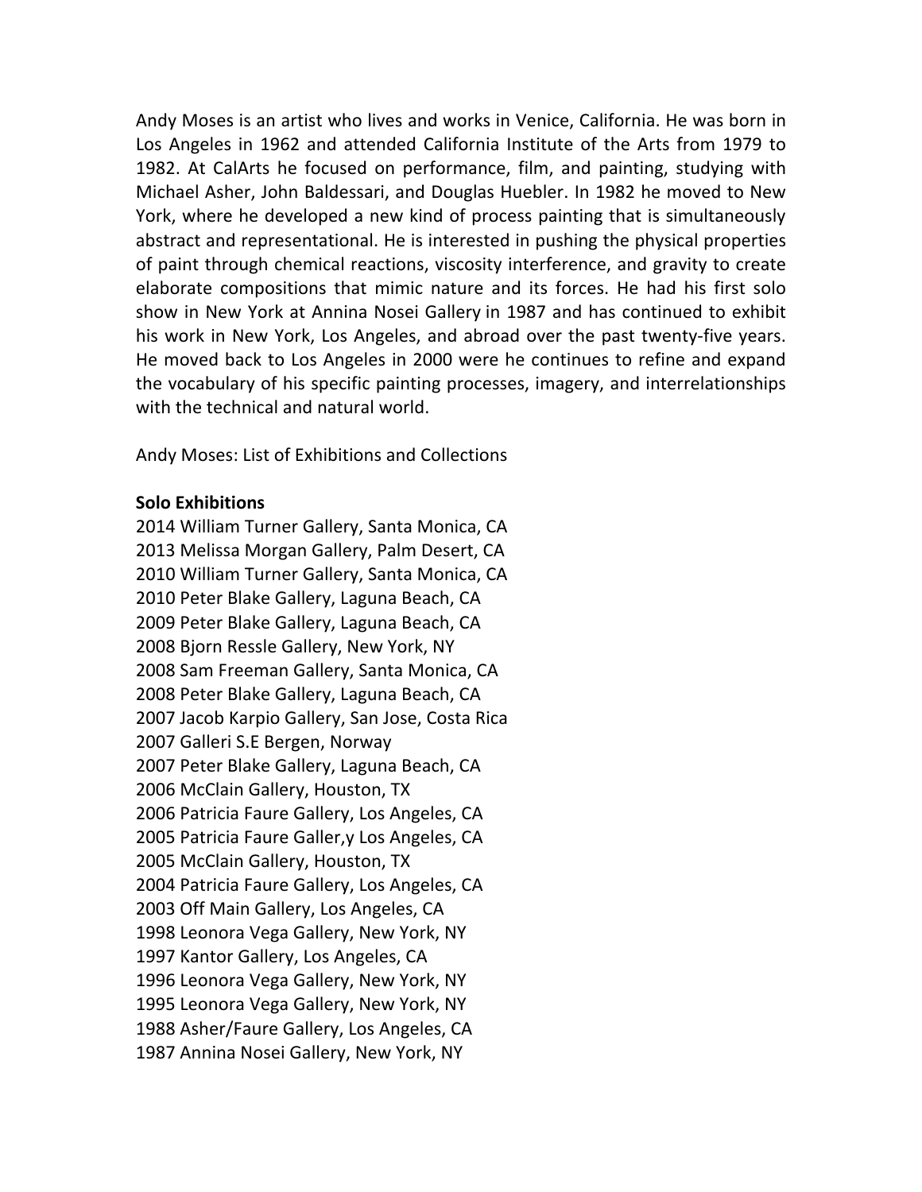Andy Moses is an artist who lives and works in Venice, California. He was born in Los Angeles in 1962 and attended California Institute of the Arts from 1979 to 1982. At CalArts he focused on performance, film, and painting, studying with Michael Asher, John Baldessari, and Douglas Huebler. In 1982 he moved to New York, where he developed a new kind of process painting that is simultaneously abstract and representational. He is interested in pushing the physical properties of paint through chemical reactions, viscosity interference, and gravity to create elaborate compositions that mimic nature and its forces. He had his first solo show in New York at Annina Nosei Gallery in 1987 and has continued to exhibit his work in New York, Los Angeles, and abroad over the past twenty-five years. He moved back to Los Angeles in 2000 were he continues to refine and expand the vocabulary of his specific painting processes, imagery, and interrelationships with the technical and natural world.

Andy Moses: List of Exhibitions and Collections

**Solo Exhibitions**

2014 William Turner Gallery, Santa Monica, CA
2013 Melissa Morgan Gallery, Palm Desert, CA
2010 William Turner Gallery, Santa Monica, CA
2010 Peter Blake Gallery, Laguna Beach, CA
2009 Peter Blake Gallery, Laguna Beach, CA
2008 Bjorn Ressle Gallery, New York, NY
2008 Sam Freeman Gallery, Santa Monica, CA
2008 Peter Blake Gallery, Laguna Beach, CA
2007 Jacob Karpio Gallery, San Jose, Costa Rica
2007 Galleri S.E Bergen, Norway
2007 Peter Blake Gallery, Laguna Beach, CA
2006 McClain Gallery, Houston, TX
2006 Patricia Faure Gallery, Los Angeles, CA
2005 Patricia Faure Galler,y Los Angeles, CA
2005 McClain Gallery, Houston, TX
2004 Patricia Faure Gallery, Los Angeles, CA
2003 Off Main Gallery, Los Angeles, CA
1998 Leonora Vega Gallery, New York, NY
1997 Kantor Gallery, Los Angeles, CA
1996 Leonora Vega Gallery, New York, NY
1995 Leonora Vega Gallery, New York, NY
1988 Asher/Faure Gallery, Los Angeles, CA
1987 Annina Nosei Gallery, New York, NY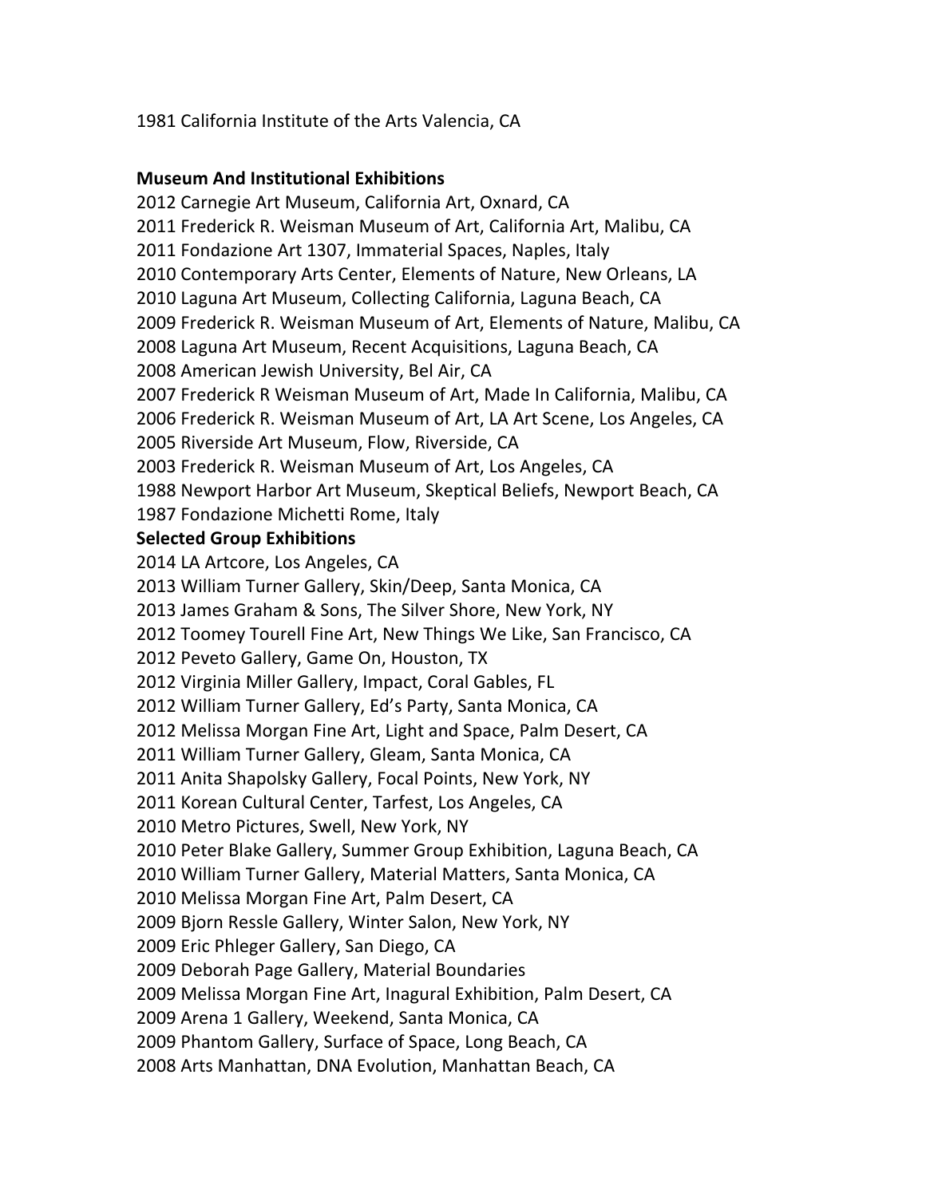1981 California Institute of the Arts Valencia, CA

**Museum And Institutional Exhibitions**

2012 Carnegie Art Museum, California Art, Oxnard, CA
2011 Frederick R. Weisman Museum of Art, California Art, Malibu, CA
2011 Fondazione Art 1307, Immaterial Spaces, Naples, Italy
2010 Contemporary Arts Center, Elements of Nature, New Orleans, LA
2010 Laguna Art Museum, Collecting California, Laguna Beach, CA
2009 Frederick R. Weisman Museum of Art, Elements of Nature, Malibu, CA
2008 Laguna Art Museum, Recent Acquisitions, Laguna Beach, CA
2008 American Jewish University, Bel Air, CA
2007 Frederick R Weisman Museum of Art, Made In California, Malibu, CA
2006 Frederick R. Weisman Museum of Art, LA Art Scene, Los Angeles, CA
2005 Riverside Art Museum, Flow, Riverside, CA
2003 Frederick R. Weisman Museum of Art, Los Angeles, CA
1988 Newport Harbor Art Museum, Skeptical Beliefs, Newport Beach, CA
1987 Fondazione Michetti Rome, Italy

**Selected Group Exhibitions**

2014 LA Artcore, Los Angeles, CA
2013 William Turner Gallery, Skin/Deep, Santa Monica, CA
2013 James Graham & Sons, The Silver Shore, New York, NY
2012 Toomey Tourell Fine Art, New Things We Like, San Francisco, CA
2012 Peveto Gallery, Game On, Houston, TX
2012 Virginia Miller Gallery, Impact, Coral Gables, FL
2012 William Turner Gallery, Ed's Party, Santa Monica, CA
2012 Melissa Morgan Fine Art, Light and Space, Palm Desert, CA
2011 William Turner Gallery, Gleam, Santa Monica, CA
2011 Anita Shapolsky Gallery, Focal Points, New York, NY
2011 Korean Cultural Center, Tarfest, Los Angeles, CA
2010 Metro Pictures, Swell, New York, NY
2010 Peter Blake Gallery, Summer Group Exhibition, Laguna Beach, CA
2010 William Turner Gallery, Material Matters, Santa Monica, CA
2010 Melissa Morgan Fine Art, Palm Desert, CA
2009 Bjorn Ressle Gallery, Winter Salon, New York, NY
2009 Eric Phleger Gallery, San Diego, CA
2009 Deborah Page Gallery, Material Boundaries
2009 Melissa Morgan Fine Art, Inagural Exhibition, Palm Desert, CA
2009 Arena 1 Gallery, Weekend, Santa Monica, CA
2009 Phantom Gallery, Surface of Space, Long Beach, CA
2008 Arts Manhattan, DNA Evolution, Manhattan Beach, CA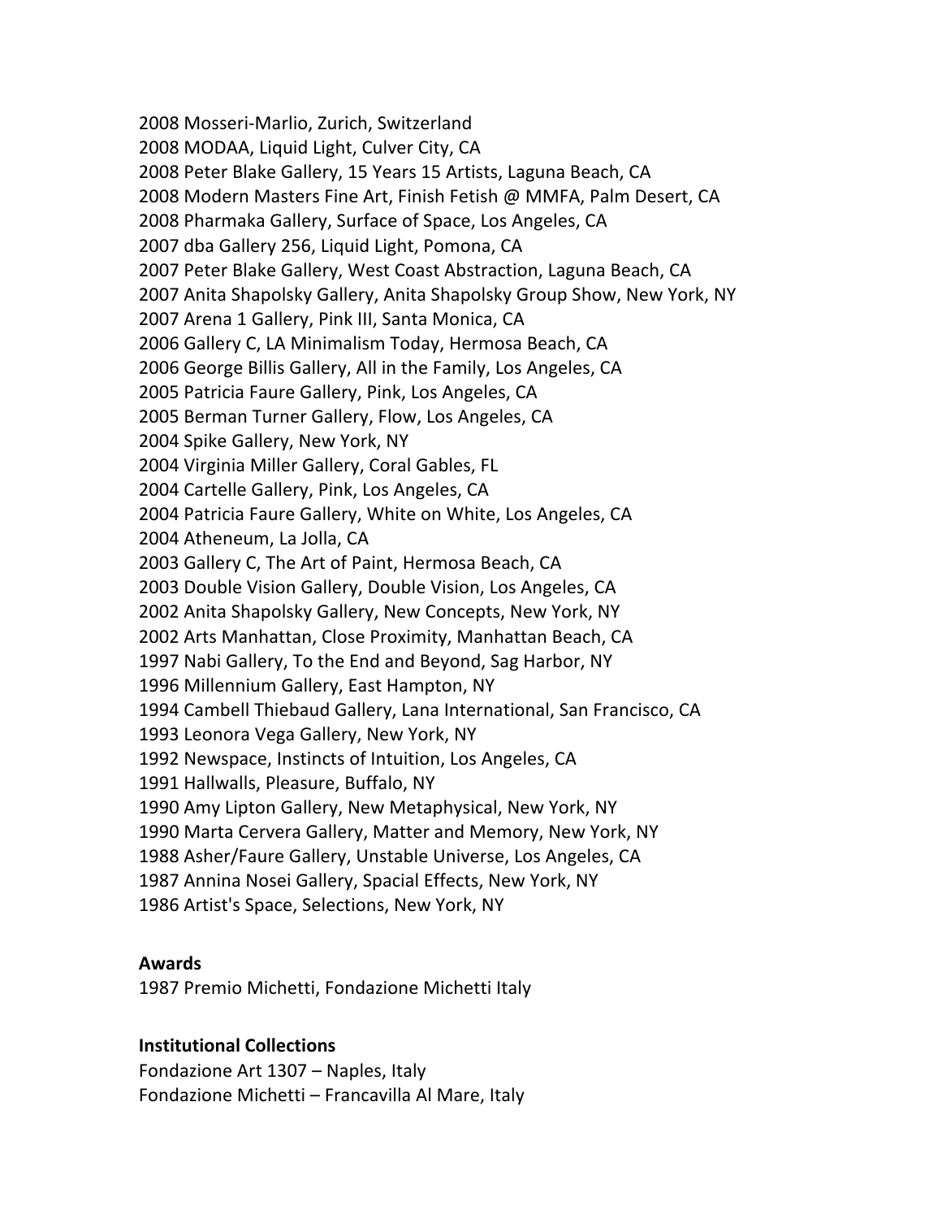2008 Mosseri-Marlio, Zurich, Switzerland
2008 MODAA, Liquid Light, Culver City, CA
2008 Peter Blake Gallery, 15 Years 15 Artists, Laguna Beach, CA
2008 Modern Masters Fine Art, Finish Fetish @ MMFA, Palm Desert, CA
2008 Pharmaka Gallery, Surface of Space, Los Angeles, CA
2007 dba Gallery 256, Liquid Light, Pomona, CA
2007 Peter Blake Gallery, West Coast Abstraction, Laguna Beach, CA
2007 Anita Shapolsky Gallery, Anita Shapolsky Group Show, New York, NY
2007 Arena 1 Gallery, Pink III, Santa Monica, CA
2006 Gallery C, LA Minimalism Today, Hermosa Beach, CA
2006 George Billis Gallery, All in the Family, Los Angeles, CA
2005 Patricia Faure Gallery, Pink, Los Angeles, CA
2005 Berman Turner Gallery, Flow, Los Angeles, CA
2004 Spike Gallery, New York, NY
2004 Virginia Miller Gallery, Coral Gables, FL
2004 Cartelle Gallery, Pink, Los Angeles, CA
2004 Patricia Faure Gallery, White on White, Los Angeles, CA
2004 Atheneum, La Jolla, CA
2003 Gallery C, The Art of Paint, Hermosa Beach, CA
2003 Double Vision Gallery, Double Vision, Los Angeles, CA
2002 Anita Shapolsky Gallery, New Concepts, New York, NY
2002 Arts Manhattan, Close Proximity, Manhattan Beach, CA
1997 Nabi Gallery, To the End and Beyond, Sag Harbor, NY
1996 Millennium Gallery, East Hampton, NY
1994 Cambell Thiebaud Gallery, Lana International, San Francisco, CA
1993 Leonora Vega Gallery, New York, NY
1992 Newspace, Instincts of Intuition, Los Angeles, CA
1991 Hallwalls, Pleasure, Buffalo, NY
1990 Amy Lipton Gallery, New Metaphysical, New York, NY
1990 Marta Cervera Gallery, Matter and Memory, New York, NY
1988 Asher/Faure Gallery, Unstable Universe, Los Angeles, CA
1987 Annina Nosei Gallery, Spacial Effects, New York, NY
1986 Artist's Space, Selections, New York, NY

**Awards**
1987 Premio Michetti, Fondazione Michetti Italy

**Institutional Collections**
Fondazione Art 1307 – Naples, Italy
Fondazione Michetti – Francavilla Al Mare, Italy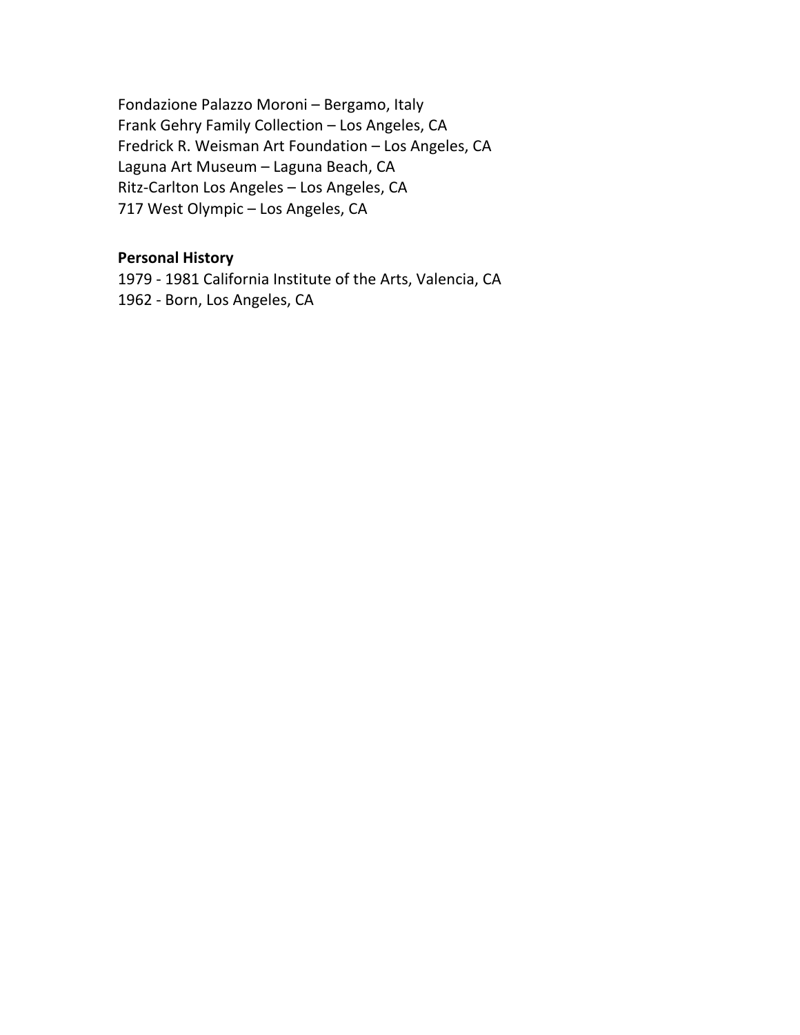Fondazione Palazzo Moroni – Bergamo, Italy
Frank Gehry Family Collection – Los Angeles, CA
Fredrick R. Weisman Art Foundation – Los Angeles, CA
Laguna Art Museum – Laguna Beach, CA
Ritz-Carlton Los Angeles – Los Angeles, CA
717 West Olympic – Los Angeles, CA

**Personal History**

1979 - 1981 California Institute of the Arts, Valencia, CA
1962 - Born, Los Angeles, CA